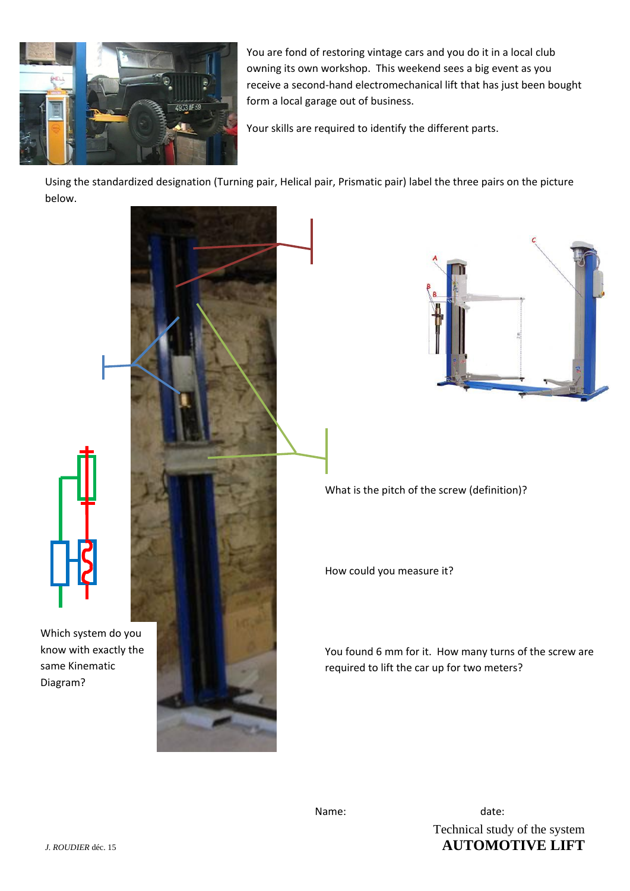You are fond of restoring vintage cars and you do it in a local club owning its own workshop. This weekend sees a big event as you receive a second-hand electromechanical lift that has just been bought form a local garage out of business.

Your skills are required to identify the different parts.

Using the standardized designation (Turning pair, Helical pair, Prismatic pair) label the three pairs on the picture below.

What is the pitch of the screw (definition)?

How could you measure it?

You found 6 mm for it. How many turns of the screw are required to lift the car up for two meters?

Which system do you know with exactly the same Kinematic Diagram?

Name: date:

Technical study of the system
**AUTOMOTIVE LIFT**

*J. ROUDIER* déc. 15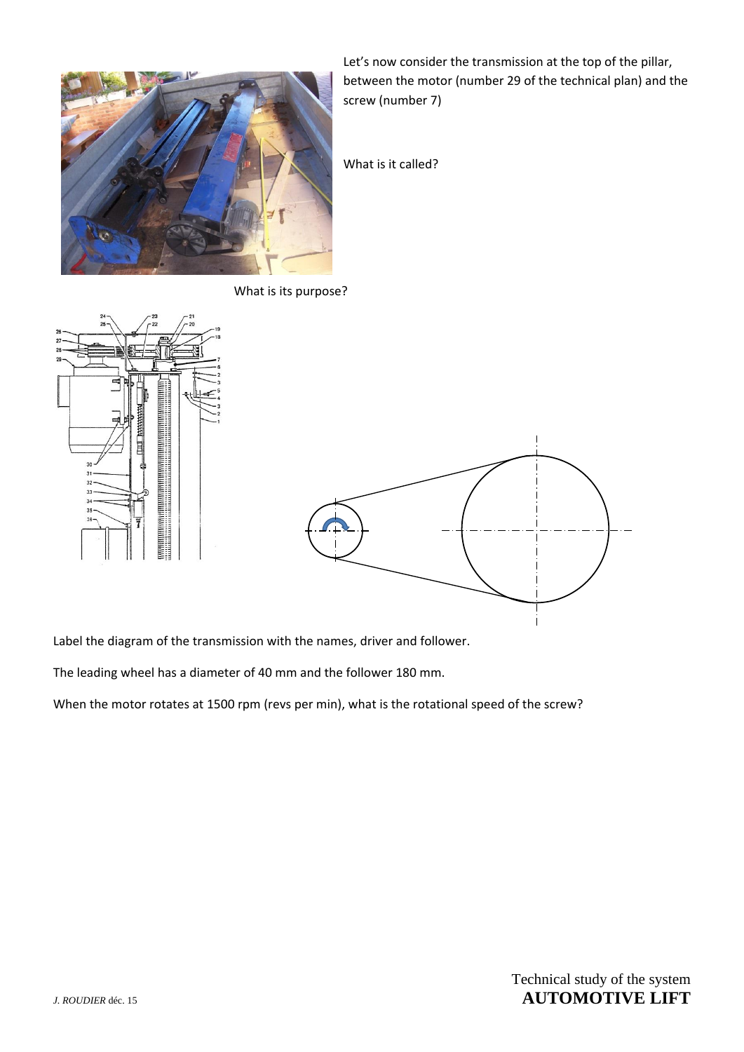Let's now consider the transmission at the top of the pillar, between the motor (number 29 of the technical plan) and the screw (number 7)

What is it called?

What is its purpose?

Label the diagram of the transmission with the names, driver and follower.

The leading wheel has a diameter of 40 mm and the follower 180 mm.

When the motor rotates at 1500 rpm (revs per min), what is the rotational speed of the screw?